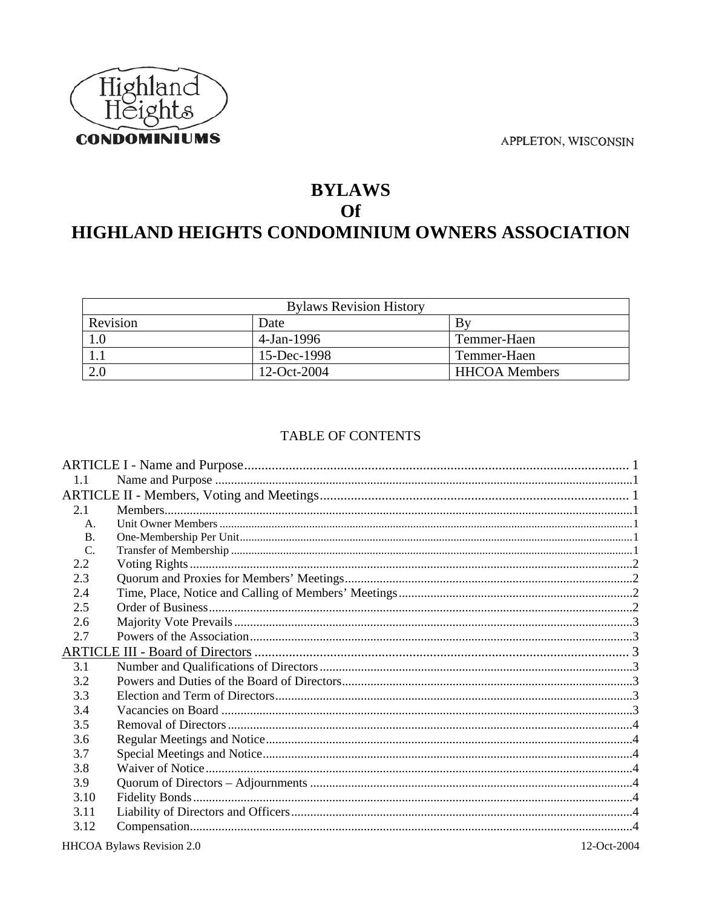Highland Heights CONDOMINIUMS

APPLETON, WISCONSIN

# BYLAWS
# Of
# HIGHLAND HEIGHTS CONDOMINIUM OWNERS ASSOCIATION

| Bylaws Revision History | | |
|---|---|---|
| Revision | Date | By |
| 1.0 | 4-Jan-1996 | Temmer-Haen |
| 1.1 | 15-Dec-1998 | Temmer-Haen |
| 2.0 | 12-Oct-2004 | HHCOA Members |

TABLE OF CONTENTS

ARTICLE I - Name and Purpose .......... 1
- 1.1 Name and Purpose .......... 1

ARTICLE II - Members, Voting and Meetings .......... 1
- 2.1 Members .......... 1
  - A. Unit Owner Members .......... 1
  - B. One-Membership Per Unit .......... 1
  - C. Transfer of Membership .......... 1
- 2.2 Voting Rights .......... 2
- 2.3 Quorum and Proxies for Members' Meetings .......... 2
- 2.4 Time, Place, Notice and Calling of Members' Meetings .......... 2
- 2.5 Order of Business .......... 2
- 2.6 Majority Vote Prevails .......... 3
- 2.7 Powers of the Association .......... 3

ARTICLE III - Board of Directors .......... 3
- 3.1 Number and Qualifications of Directors .......... 3
- 3.2 Powers and Duties of the Board of Directors .......... 3
- 3.3 Election and Term of Directors .......... 3
- 3.4 Vacancies on Board .......... 3
- 3.5 Removal of Directors .......... 4
- 3.6 Regular Meetings and Notice .......... 4
- 3.7 Special Meetings and Notice .......... 4
- 3.8 Waiver of Notice .......... 4
- 3.9 Quorum of Directors – Adjournments .......... 4
- 3.10 Fidelity Bonds .......... 4
- 3.11 Liability of Directors and Officers .......... 4
- 3.12 Compensation .......... 4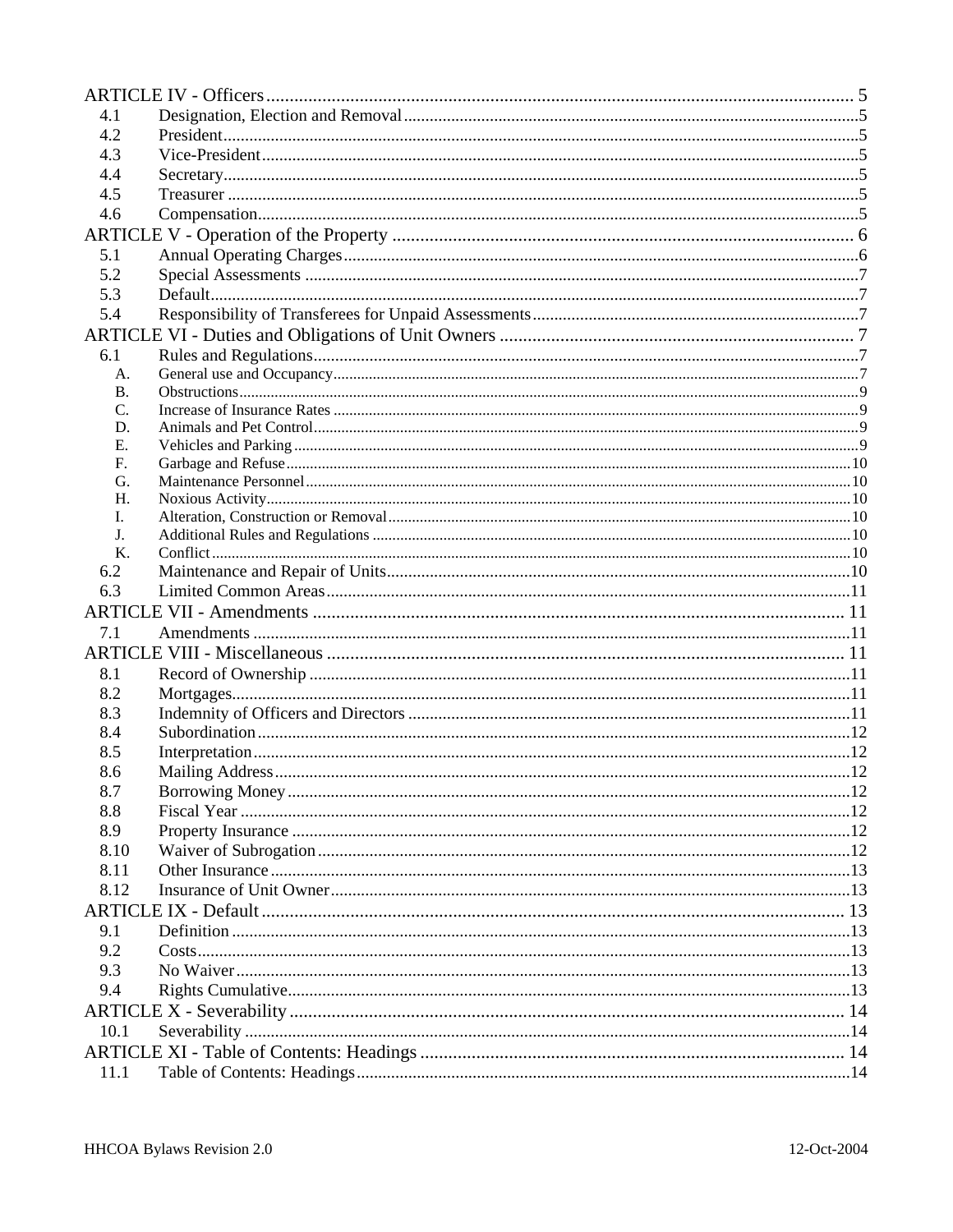ARTICLE IV - Officers ........ 5
- 4.1 Designation, Election and Removal ........ 5
- 4.2 President ........ 5
- 4.3 Vice-President ........ 5
- 4.4 Secretary ........ 5
- 4.5 Treasurer ........ 5
- 4.6 Compensation ........ 5

ARTICLE V - Operation of the Property ........ 6
- 5.1 Annual Operating Charges ........ 6
- 5.2 Special Assessments ........ 7
- 5.3 Default ........ 7
- 5.4 Responsibility of Transferees for Unpaid Assessments ........ 7

ARTICLE VI - Duties and Obligations of Unit Owners ........ 7
- 6.1 Rules and Regulations ........ 7
  - A. General use and Occupancy ........ 7
  - B. Obstructions ........ 9
  - C. Increase of Insurance Rates ........ 9
  - D. Animals and Pet Control ........ 9
  - E. Vehicles and Parking ........ 9
  - F. Garbage and Refuse ........ 10
  - G. Maintenance Personnel ........ 10
  - H. Noxious Activity ........ 10
  - I. Alteration, Construction or Removal ........ 10
  - J. Additional Rules and Regulations ........ 10
  - K. Conflict ........ 10
- 6.2 Maintenance and Repair of Units ........ 10
- 6.3 Limited Common Areas ........ 11

ARTICLE VII - Amendments ........ 11
- 7.1 Amendments ........ 11

ARTICLE VIII - Miscellaneous ........ 11
- 8.1 Record of Ownership ........ 11
- 8.2 Mortgages ........ 11
- 8.3 Indemnity of Officers and Directors ........ 11
- 8.4 Subordination ........ 12
- 8.5 Interpretation ........ 12
- 8.6 Mailing Address ........ 12
- 8.7 Borrowing Money ........ 12
- 8.8 Fiscal Year ........ 12
- 8.9 Property Insurance ........ 12
- 8.10 Waiver of Subrogation ........ 12
- 8.11 Other Insurance ........ 13
- 8.12 Insurance of Unit Owner ........ 13

ARTICLE IX - Default ........ 13
- 9.1 Definition ........ 13
- 9.2 Costs ........ 13
- 9.3 No Waiver ........ 13
- 9.4 Rights Cumulative ........ 13

ARTICLE X - Severability ........ 14
- 10.1 Severability ........ 14

ARTICLE XI - Table of Contents: Headings ........ 14
- 11.1 Table of Contents: Headings ........ 14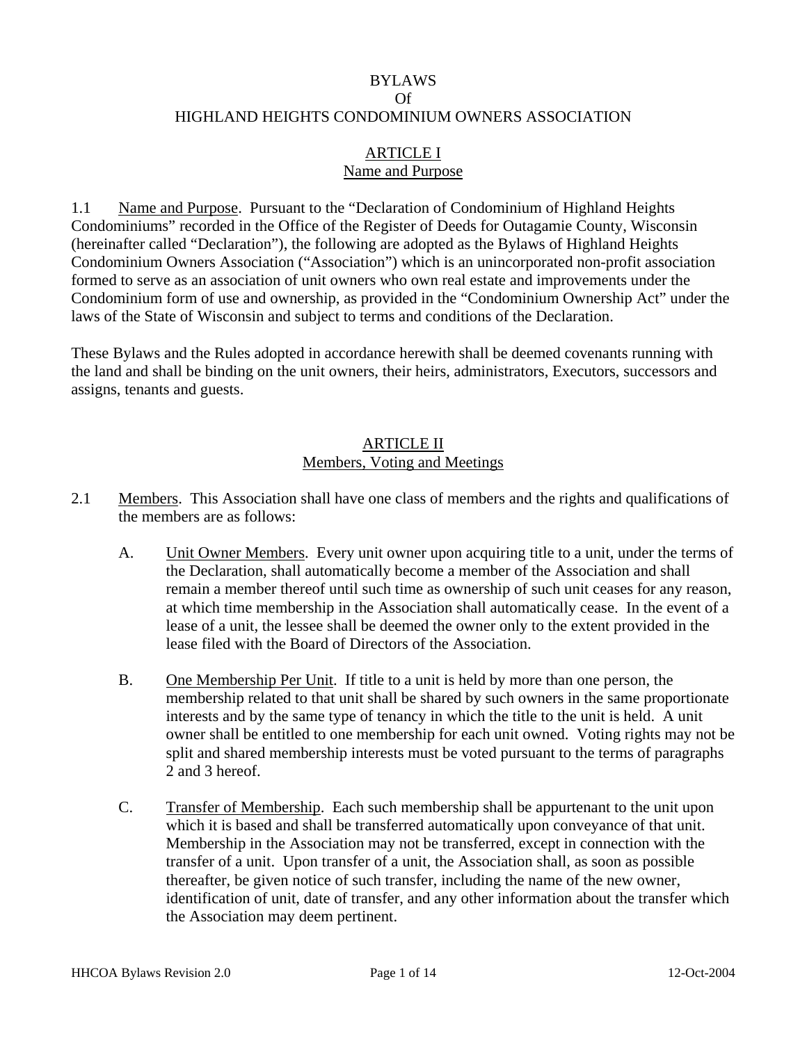# BYLAWS
# Of
# HIGHLAND HEIGHTS CONDOMINIUM OWNERS ASSOCIATION

## ARTICLE I
## Name and Purpose

1.1 Name and Purpose. Pursuant to the "Declaration of Condominium of Highland Heights Condominiums" recorded in the Office of the Register of Deeds for Outagamie County, Wisconsin (hereinafter called "Declaration"), the following are adopted as the Bylaws of Highland Heights Condominium Owners Association ("Association") which is an unincorporated non-profit association formed to serve as an association of unit owners who own real estate and improvements under the Condominium form of use and ownership, as provided in the "Condominium Ownership Act" under the laws of the State of Wisconsin and subject to terms and conditions of the Declaration.

These Bylaws and the Rules adopted in accordance herewith shall be deemed covenants running with the land and shall be binding on the unit owners, their heirs, administrators, Executors, successors and assigns, tenants and guests.

## ARTICLE II
## Members, Voting and Meetings

2.1 Members. This Association shall have one class of members and the rights and qualifications of the members are as follows:

A. Unit Owner Members. Every unit owner upon acquiring title to a unit, under the terms of the Declaration, shall automatically become a member of the Association and shall remain a member thereof until such time as ownership of such unit ceases for any reason, at which time membership in the Association shall automatically cease. In the event of a lease of a unit, the lessee shall be deemed the owner only to the extent provided in the lease filed with the Board of Directors of the Association.

B. One Membership Per Unit. If title to a unit is held by more than one person, the membership related to that unit shall be shared by such owners in the same proportionate interests and by the same type of tenancy in which the title to the unit is held. A unit owner shall be entitled to one membership for each unit owned. Voting rights may not be split and shared membership interests must be voted pursuant to the terms of paragraphs 2 and 3 hereof.

C. Transfer of Membership. Each such membership shall be appurtenant to the unit upon which it is based and shall be transferred automatically upon conveyance of that unit. Membership in the Association may not be transferred, except in connection with the transfer of a unit. Upon transfer of a unit, the Association shall, as soon as possible thereafter, be given notice of such transfer, including the name of the new owner, identification of unit, date of transfer, and any other information about the transfer which the Association may deem pertinent.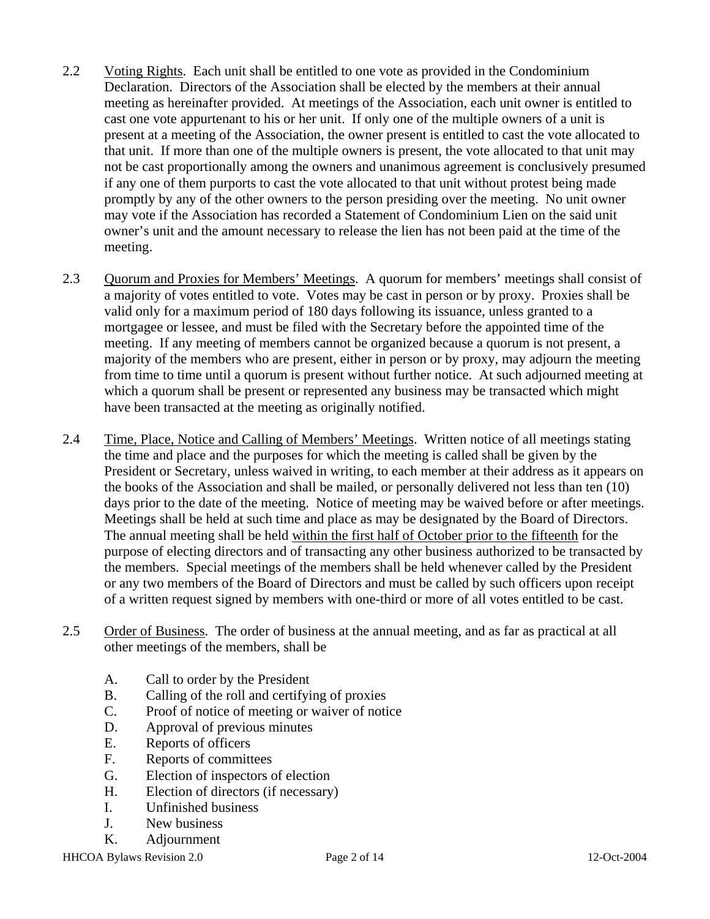2.2 <u>Voting Rights</u>. Each unit shall be entitled to one vote as provided in the Condominium Declaration. Directors of the Association shall be elected by the members at their annual meeting as hereinafter provided. At meetings of the Association, each unit owner is entitled to cast one vote appurtenant to his or her unit. If only one of the multiple owners of a unit is present at a meeting of the Association, the owner present is entitled to cast the vote allocated to that unit. If more than one of the multiple owners is present, the vote allocated to that unit may not be cast proportionally among the owners and unanimous agreement is conclusively presumed if any one of them purports to cast the vote allocated to that unit without protest being made promptly by any of the other owners to the person presiding over the meeting. No unit owner may vote if the Association has recorded a Statement of Condominium Lien on the said unit owner's unit and the amount necessary to release the lien has not been paid at the time of the meeting.

2.3 <u>Quorum and Proxies for Members' Meetings</u>. A quorum for members' meetings shall consist of a majority of votes entitled to vote. Votes may be cast in person or by proxy. Proxies shall be valid only for a maximum period of 180 days following its issuance, unless granted to a mortgagee or lessee, and must be filed with the Secretary before the appointed time of the meeting. If any meeting of members cannot be organized because a quorum is not present, a majority of the members who are present, either in person or by proxy, may adjourn the meeting from time to time until a quorum is present without further notice. At such adjourned meeting at which a quorum shall be present or represented any business may be transacted which might have been transacted at the meeting as originally notified.

2.4 <u>Time, Place, Notice and Calling of Members' Meetings</u>. Written notice of all meetings stating the time and place and the purposes for which the meeting is called shall be given by the President or Secretary, unless waived in writing, to each member at their address as it appears on the books of the Association and shall be mailed, or personally delivered not less than ten (10) days prior to the date of the meeting. Notice of meeting may be waived before or after meetings. Meetings shall be held at such time and place as may be designated by the Board of Directors. The annual meeting shall be held <u>within the first half of October prior to the fifteenth</u> for the purpose of electing directors and of transacting any other business authorized to be transacted by the members. Special meetings of the members shall be held whenever called by the President or any two members of the Board of Directors and must be called by such officers upon receipt of a written request signed by members with one-third or more of all votes entitled to be cast.

2.5 <u>Order of Business</u>. The order of business at the annual meeting, and as far as practical at all other meetings of the members, shall be

A. Call to order by the President
B. Calling of the roll and certifying of proxies
C. Proof of notice of meeting or waiver of notice
D. Approval of previous minutes
E. Reports of officers
F. Reports of committees
G. Election of inspectors of election
H. Election of directors (if necessary)
I. Unfinished business
J. New business
K. Adjournment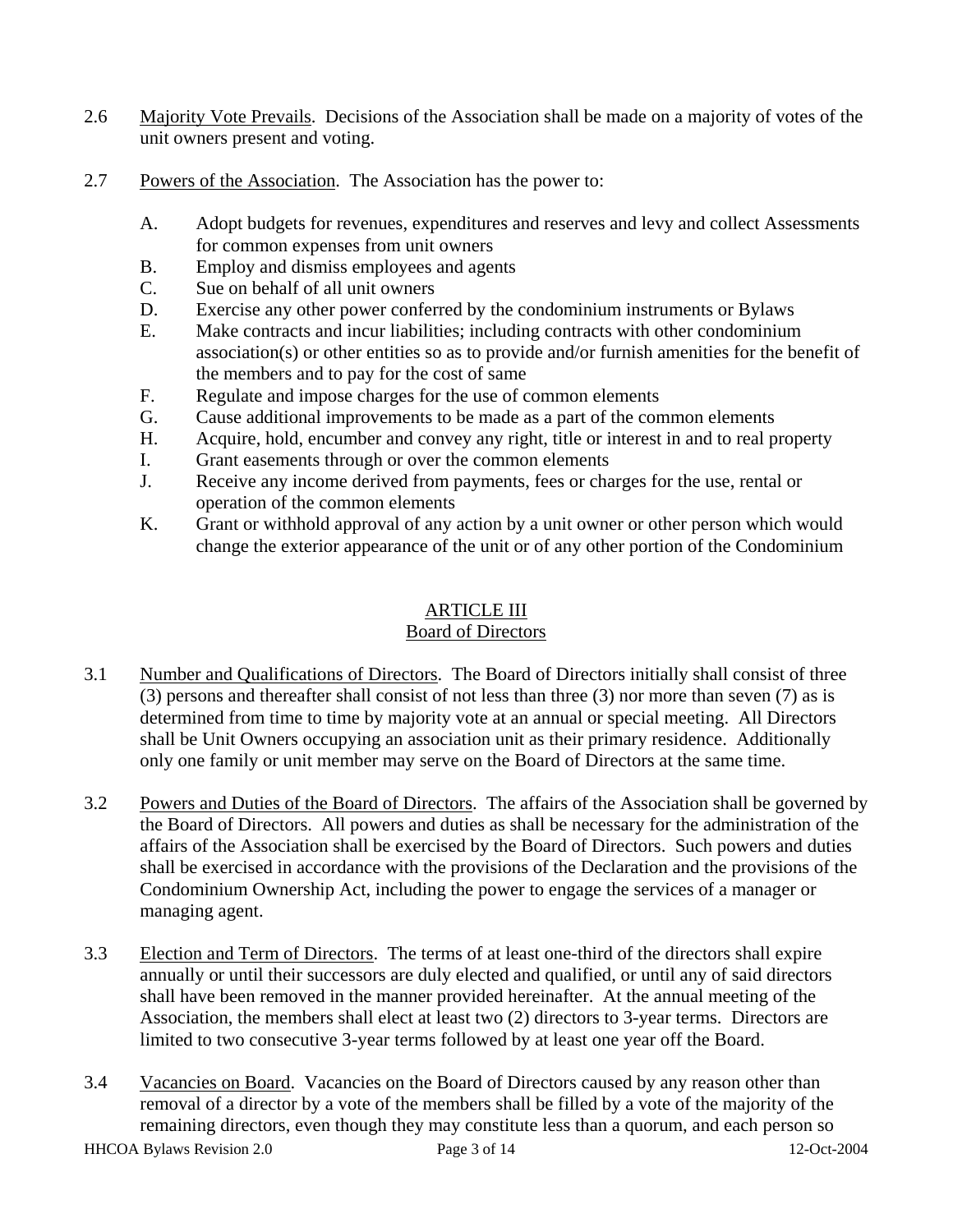2.6 Majority Vote Prevails. Decisions of the Association shall be made on a majority of votes of the unit owners present and voting.

2.7 Powers of the Association. The Association has the power to:

A. Adopt budgets for revenues, expenditures and reserves and levy and collect Assessments for common expenses from unit owners
B. Employ and dismiss employees and agents
C. Sue on behalf of all unit owners
D. Exercise any other power conferred by the condominium instruments or Bylaws
E. Make contracts and incur liabilities; including contracts with other condominium association(s) or other entities so as to provide and/or furnish amenities for the benefit of the members and to pay for the cost of same
F. Regulate and impose charges for the use of common elements
G. Cause additional improvements to be made as a part of the common elements
H. Acquire, hold, encumber and convey any right, title or interest in and to real property
I. Grant easements through or over the common elements
J. Receive any income derived from payments, fees or charges for the use, rental or operation of the common elements
K. Grant or withhold approval of any action by a unit owner or other person which would change the exterior appearance of the unit or of any other portion of the Condominium

## ARTICLE III
## Board of Directors

3.1 Number and Qualifications of Directors. The Board of Directors initially shall consist of three (3) persons and thereafter shall consist of not less than three (3) nor more than seven (7) as is determined from time to time by majority vote at an annual or special meeting. All Directors shall be Unit Owners occupying an association unit as their primary residence. Additionally only one family or unit member may serve on the Board of Directors at the same time.

3.2 Powers and Duties of the Board of Directors. The affairs of the Association shall be governed by the Board of Directors. All powers and duties as shall be necessary for the administration of the affairs of the Association shall be exercised by the Board of Directors. Such powers and duties shall be exercised in accordance with the provisions of the Declaration and the provisions of the Condominium Ownership Act, including the power to engage the services of a manager or managing agent.

3.3 Election and Term of Directors. The terms of at least one-third of the directors shall expire annually or until their successors are duly elected and qualified, or until any of said directors shall have been removed in the manner provided hereinafter. At the annual meeting of the Association, the members shall elect at least two (2) directors to 3-year terms. Directors are limited to two consecutive 3-year terms followed by at least one year off the Board.

3.4 Vacancies on Board. Vacancies on the Board of Directors caused by any reason other than removal of a director by a vote of the members shall be filled by a vote of the majority of the remaining directors, even though they may constitute less than a quorum, and each person so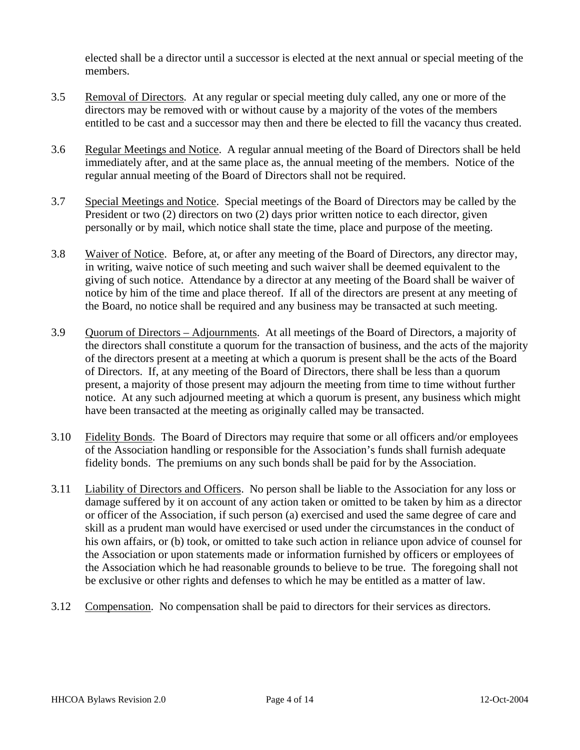elected shall be a director until a successor is elected at the next annual or special meeting of the members.

3.5 Removal of Directors. At any regular or special meeting duly called, any one or more of the directors may be removed with or without cause by a majority of the votes of the members entitled to be cast and a successor may then and there be elected to fill the vacancy thus created.

3.6 Regular Meetings and Notice. A regular annual meeting of the Board of Directors shall be held immediately after, and at the same place as, the annual meeting of the members. Notice of the regular annual meeting of the Board of Directors shall not be required.

3.7 Special Meetings and Notice. Special meetings of the Board of Directors may be called by the President or two (2) directors on two (2) days prior written notice to each director, given personally or by mail, which notice shall state the time, place and purpose of the meeting.

3.8 Waiver of Notice. Before, at, or after any meeting of the Board of Directors, any director may, in writing, waive notice of such meeting and such waiver shall be deemed equivalent to the giving of such notice. Attendance by a director at any meeting of the Board shall be waiver of notice by him of the time and place thereof. If all of the directors are present at any meeting of the Board, no notice shall be required and any business may be transacted at such meeting.

3.9 Quorum of Directors – Adjournments. At all meetings of the Board of Directors, a majority of the directors shall constitute a quorum for the transaction of business, and the acts of the majority of the directors present at a meeting at which a quorum is present shall be the acts of the Board of Directors. If, at any meeting of the Board of Directors, there shall be less than a quorum present, a majority of those present may adjourn the meeting from time to time without further notice. At any such adjourned meeting at which a quorum is present, any business which might have been transacted at the meeting as originally called may be transacted.

3.10 Fidelity Bonds. The Board of Directors may require that some or all officers and/or employees of the Association handling or responsible for the Association's funds shall furnish adequate fidelity bonds. The premiums on any such bonds shall be paid for by the Association.

3.11 Liability of Directors and Officers. No person shall be liable to the Association for any loss or damage suffered by it on account of any action taken or omitted to be taken by him as a director or officer of the Association, if such person (a) exercised and used the same degree of care and skill as a prudent man would have exercised or used under the circumstances in the conduct of his own affairs, or (b) took, or omitted to take such action in reliance upon advice of counsel for the Association or upon statements made or information furnished by officers or employees of the Association which he had reasonable grounds to believe to be true. The foregoing shall not be exclusive or other rights and defenses to which he may be entitled as a matter of law.

3.12 Compensation. No compensation shall be paid to directors for their services as directors.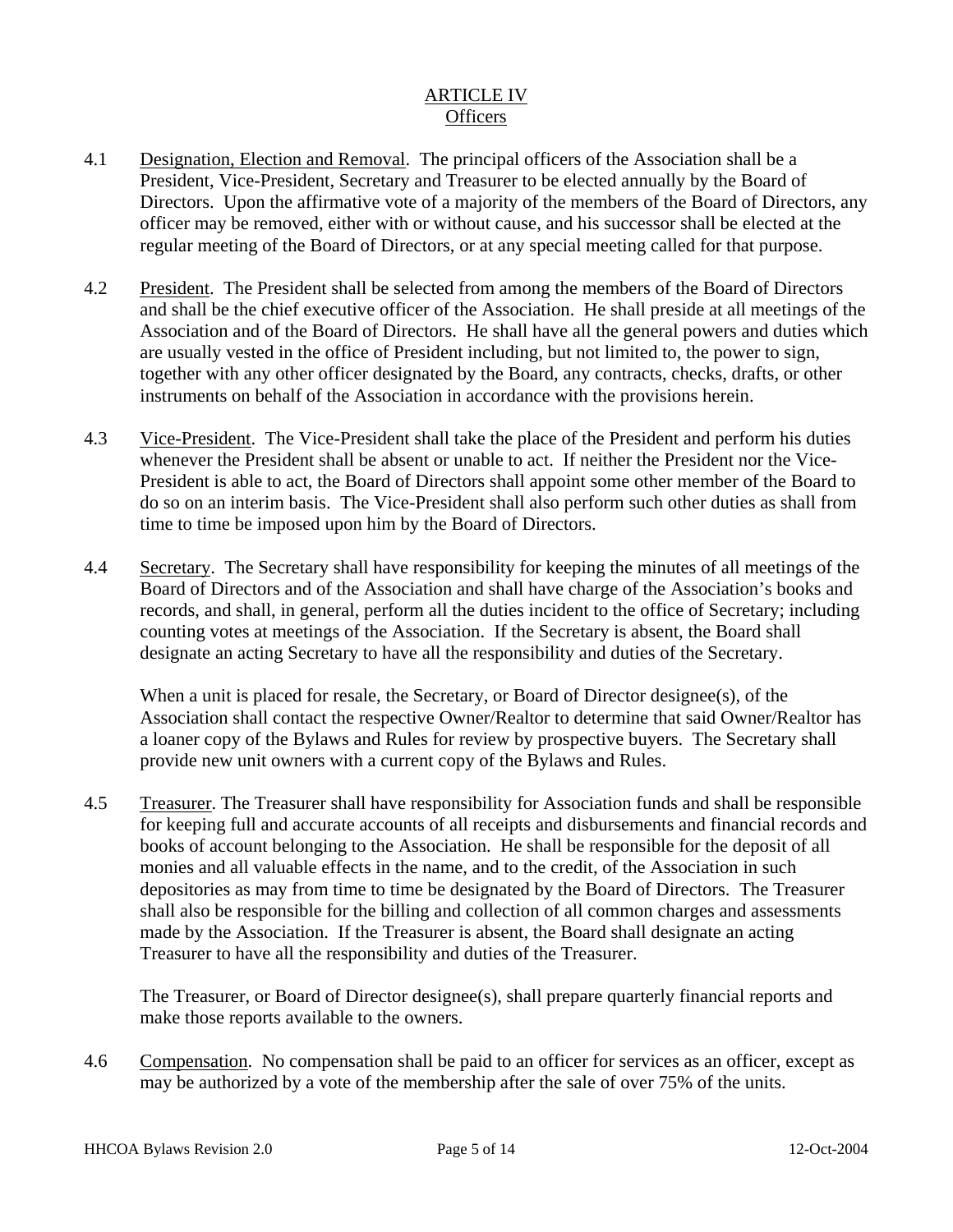## ARTICLE IV
## Officers

4.1 Designation, Election and Removal. The principal officers of the Association shall be a President, Vice-President, Secretary and Treasurer to be elected annually by the Board of Directors. Upon the affirmative vote of a majority of the members of the Board of Directors, any officer may be removed, either with or without cause, and his successor shall be elected at the regular meeting of the Board of Directors, or at any special meeting called for that purpose.

4.2 President. The President shall be selected from among the members of the Board of Directors and shall be the chief executive officer of the Association. He shall preside at all meetings of the Association and of the Board of Directors. He shall have all the general powers and duties which are usually vested in the office of President including, but not limited to, the power to sign, together with any other officer designated by the Board, any contracts, checks, drafts, or other instruments on behalf of the Association in accordance with the provisions herein.

4.3 Vice-President. The Vice-President shall take the place of the President and perform his duties whenever the President shall be absent or unable to act. If neither the President nor the Vice-President is able to act, the Board of Directors shall appoint some other member of the Board to do so on an interim basis. The Vice-President shall also perform such other duties as shall from time to time be imposed upon him by the Board of Directors.

4.4 Secretary. The Secretary shall have responsibility for keeping the minutes of all meetings of the Board of Directors and of the Association and shall have charge of the Association's books and records, and shall, in general, perform all the duties incident to the office of Secretary; including counting votes at meetings of the Association. If the Secretary is absent, the Board shall designate an acting Secretary to have all the responsibility and duties of the Secretary.

When a unit is placed for resale, the Secretary, or Board of Director designee(s), of the Association shall contact the respective Owner/Realtor to determine that said Owner/Realtor has a loaner copy of the Bylaws and Rules for review by prospective buyers. The Secretary shall provide new unit owners with a current copy of the Bylaws and Rules.

4.5 Treasurer. The Treasurer shall have responsibility for Association funds and shall be responsible for keeping full and accurate accounts of all receipts and disbursements and financial records and books of account belonging to the Association. He shall be responsible for the deposit of all monies and all valuable effects in the name, and to the credit, of the Association in such depositories as may from time to time be designated by the Board of Directors. The Treasurer shall also be responsible for the billing and collection of all common charges and assessments made by the Association. If the Treasurer is absent, the Board shall designate an acting Treasurer to have all the responsibility and duties of the Treasurer.

The Treasurer, or Board of Director designee(s), shall prepare quarterly financial reports and make those reports available to the owners.

4.6 Compensation. No compensation shall be paid to an officer for services as an officer, except as may be authorized by a vote of the membership after the sale of over 75% of the units.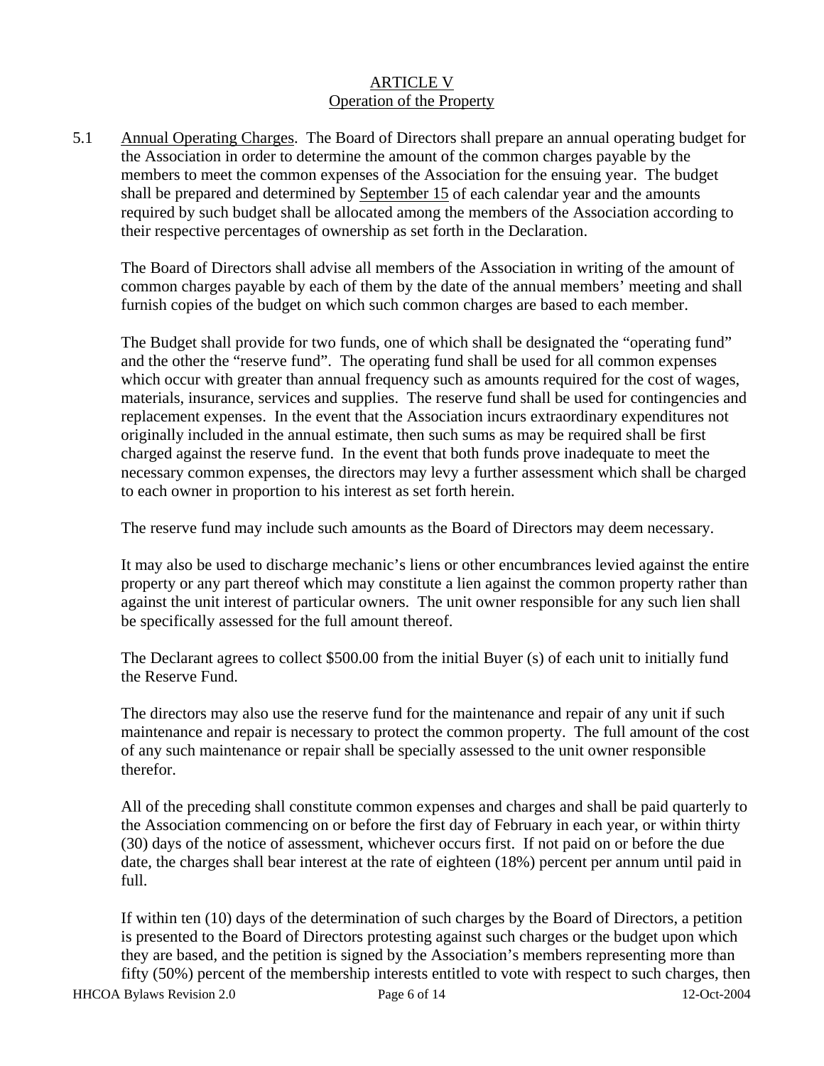## ARTICLE V
## Operation of the Property

5.1 Annual Operating Charges. The Board of Directors shall prepare an annual operating budget for the Association in order to determine the amount of the common charges payable by the members to meet the common expenses of the Association for the ensuing year. The budget shall be prepared and determined by September 15 of each calendar year and the amounts required by such budget shall be allocated among the members of the Association according to their respective percentages of ownership as set forth in the Declaration.

The Board of Directors shall advise all members of the Association in writing of the amount of common charges payable by each of them by the date of the annual members' meeting and shall furnish copies of the budget on which such common charges are based to each member.

The Budget shall provide for two funds, one of which shall be designated the "operating fund" and the other the "reserve fund". The operating fund shall be used for all common expenses which occur with greater than annual frequency such as amounts required for the cost of wages, materials, insurance, services and supplies. The reserve fund shall be used for contingencies and replacement expenses. In the event that the Association incurs extraordinary expenditures not originally included in the annual estimate, then such sums as may be required shall be first charged against the reserve fund. In the event that both funds prove inadequate to meet the necessary common expenses, the directors may levy a further assessment which shall be charged to each owner in proportion to his interest as set forth herein.

The reserve fund may include such amounts as the Board of Directors may deem necessary.

It may also be used to discharge mechanic's liens or other encumbrances levied against the entire property or any part thereof which may constitute a lien against the common property rather than against the unit interest of particular owners. The unit owner responsible for any such lien shall be specifically assessed for the full amount thereof.

The Declarant agrees to collect $500.00 from the initial Buyer (s) of each unit to initially fund the Reserve Fund.

The directors may also use the reserve fund for the maintenance and repair of any unit if such maintenance and repair is necessary to protect the common property. The full amount of the cost of any such maintenance or repair shall be specially assessed to the unit owner responsible therefor.

All of the preceding shall constitute common expenses and charges and shall be paid quarterly to the Association commencing on or before the first day of February in each year, or within thirty (30) days of the notice of assessment, whichever occurs first. If not paid on or before the due date, the charges shall bear interest at the rate of eighteen (18%) percent per annum until paid in full.

If within ten (10) days of the determination of such charges by the Board of Directors, a petition is presented to the Board of Directors protesting against such charges or the budget upon which they are based, and the petition is signed by the Association's members representing more than fifty (50%) percent of the membership interests entitled to vote with respect to such charges, then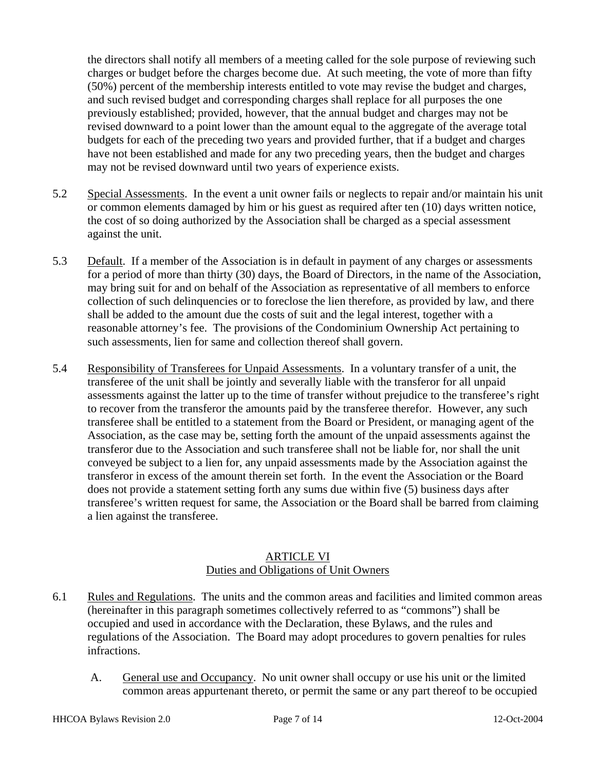the directors shall notify all members of a meeting called for the sole purpose of reviewing such charges or budget before the charges become due. At such meeting, the vote of more than fifty (50%) percent of the membership interests entitled to vote may revise the budget and charges, and such revised budget and corresponding charges shall replace for all purposes the one previously established; provided, however, that the annual budget and charges may not be revised downward to a point lower than the amount equal to the aggregate of the average total budgets for each of the preceding two years and provided further, that if a budget and charges have not been established and made for any two preceding years, then the budget and charges may not be revised downward until two years of experience exists.

5.2 Special Assessments. In the event a unit owner fails or neglects to repair and/or maintain his unit or common elements damaged by him or his guest as required after ten (10) days written notice, the cost of so doing authorized by the Association shall be charged as a special assessment against the unit.

5.3 Default. If a member of the Association is in default in payment of any charges or assessments for a period of more than thirty (30) days, the Board of Directors, in the name of the Association, may bring suit for and on behalf of the Association as representative of all members to enforce collection of such delinquencies or to foreclose the lien therefore, as provided by law, and there shall be added to the amount due the costs of suit and the legal interest, together with a reasonable attorney's fee. The provisions of the Condominium Ownership Act pertaining to such assessments, lien for same and collection thereof shall govern.

5.4 Responsibility of Transferees for Unpaid Assessments. In a voluntary transfer of a unit, the transferee of the unit shall be jointly and severally liable with the transferor for all unpaid assessments against the latter up to the time of transfer without prejudice to the transferee's right to recover from the transferor the amounts paid by the transferee therefor. However, any such transferee shall be entitled to a statement from the Board or President, or managing agent of the Association, as the case may be, setting forth the amount of the unpaid assessments against the transferor due to the Association and such transferee shall not be liable for, nor shall the unit conveyed be subject to a lien for, any unpaid assessments made by the Association against the transferor in excess of the amount therein set forth. In the event the Association or the Board does not provide a statement setting forth any sums due within five (5) business days after transferee's written request for same, the Association or the Board shall be barred from claiming a lien against the transferee.

## ARTICLE VI
## Duties and Obligations of Unit Owners

6.1 Rules and Regulations. The units and the common areas and facilities and limited common areas (hereinafter in this paragraph sometimes collectively referred to as "commons") shall be occupied and used in accordance with the Declaration, these Bylaws, and the rules and regulations of the Association. The Board may adopt procedures to govern penalties for rules infractions.

A. General use and Occupancy. No unit owner shall occupy or use his unit or the limited common areas appurtenant thereto, or permit the same or any part thereof to be occupied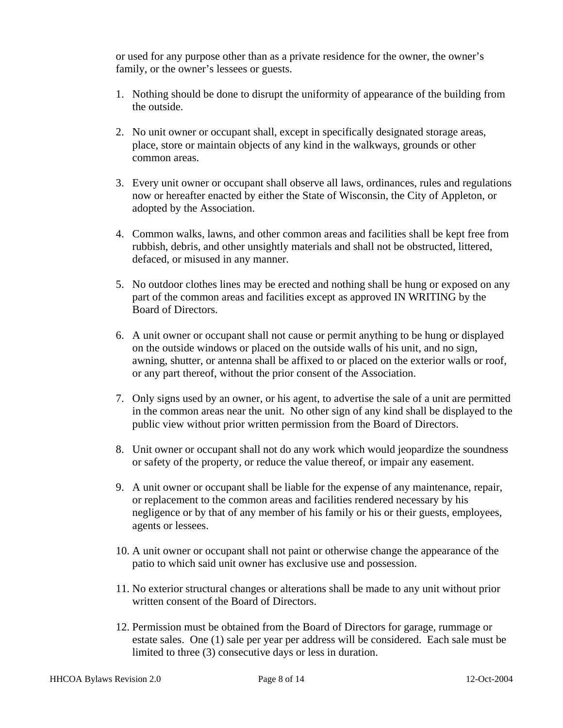or used for any purpose other than as a private residence for the owner, the owner's family, or the owner's lessees or guests.

1. Nothing should be done to disrupt the uniformity of appearance of the building from the outside.

2. No unit owner or occupant shall, except in specifically designated storage areas, place, store or maintain objects of any kind in the walkways, grounds or other common areas.

3. Every unit owner or occupant shall observe all laws, ordinances, rules and regulations now or hereafter enacted by either the State of Wisconsin, the City of Appleton, or adopted by the Association.

4. Common walks, lawns, and other common areas and facilities shall be kept free from rubbish, debris, and other unsightly materials and shall not be obstructed, littered, defaced, or misused in any manner.

5. No outdoor clothes lines may be erected and nothing shall be hung or exposed on any part of the common areas and facilities except as approved IN WRITING by the Board of Directors.

6. A unit owner or occupant shall not cause or permit anything to be hung or displayed on the outside windows or placed on the outside walls of his unit, and no sign, awning, shutter, or antenna shall be affixed to or placed on the exterior walls or roof, or any part thereof, without the prior consent of the Association.

7. Only signs used by an owner, or his agent, to advertise the sale of a unit are permitted in the common areas near the unit. No other sign of any kind shall be displayed to the public view without prior written permission from the Board of Directors.

8. Unit owner or occupant shall not do any work which would jeopardize the soundness or safety of the property, or reduce the value thereof, or impair any easement.

9. A unit owner or occupant shall be liable for the expense of any maintenance, repair, or replacement to the common areas and facilities rendered necessary by his negligence or by that of any member of his family or his or their guests, employees, agents or lessees.

10. A unit owner or occupant shall not paint or otherwise change the appearance of the patio to which said unit owner has exclusive use and possession.

11. No exterior structural changes or alterations shall be made to any unit without prior written consent of the Board of Directors.

12. Permission must be obtained from the Board of Directors for garage, rummage or estate sales. One (1) sale per year per address will be considered. Each sale must be limited to three (3) consecutive days or less in duration.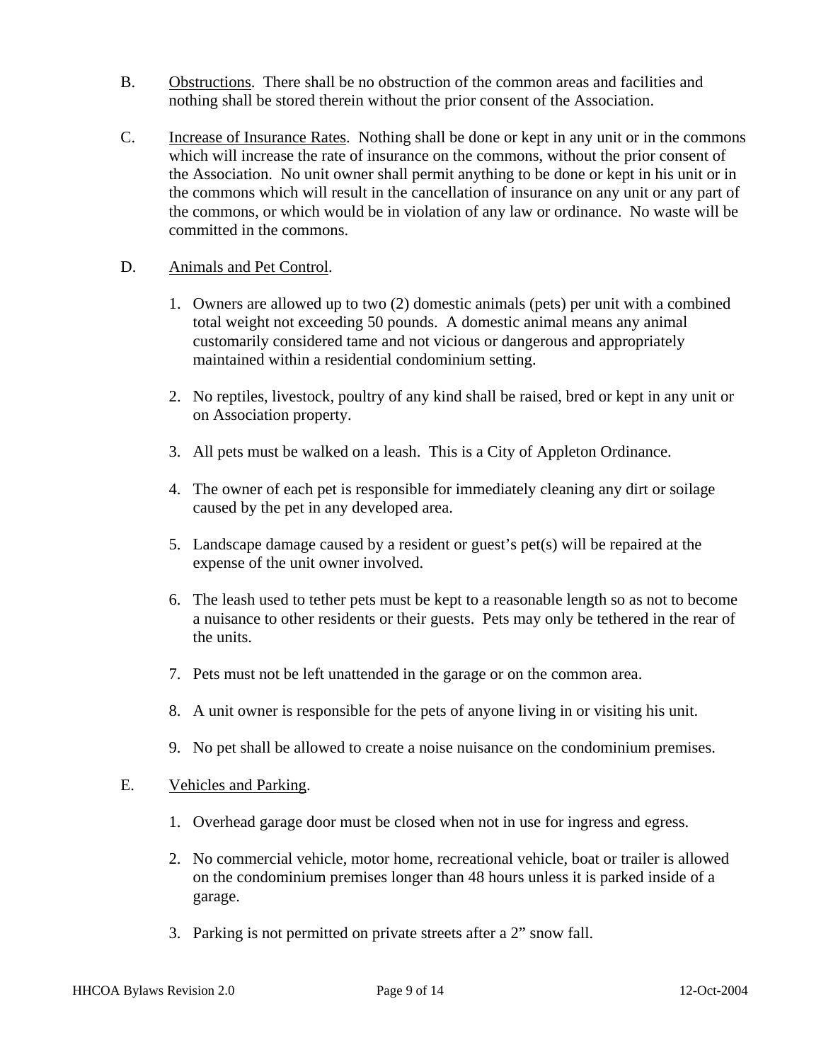B. Obstructions. There shall be no obstruction of the common areas and facilities and nothing shall be stored therein without the prior consent of the Association.

C. Increase of Insurance Rates. Nothing shall be done or kept in any unit or in the commons which will increase the rate of insurance on the commons, without the prior consent of the Association. No unit owner shall permit anything to be done or kept in his unit or in the commons which will result in the cancellation of insurance on any unit or any part of the commons, or which would be in violation of any law or ordinance. No waste will be committed in the commons.

D. Animals and Pet Control.

1. Owners are allowed up to two (2) domestic animals (pets) per unit with a combined total weight not exceeding 50 pounds. A domestic animal means any animal customarily considered tame and not vicious or dangerous and appropriately maintained within a residential condominium setting.
2. No reptiles, livestock, poultry of any kind shall be raised, bred or kept in any unit or on Association property.
3. All pets must be walked on a leash. This is a City of Appleton Ordinance.
4. The owner of each pet is responsible for immediately cleaning any dirt or soilage caused by the pet in any developed area.
5. Landscape damage caused by a resident or guest's pet(s) will be repaired at the expense of the unit owner involved.
6. The leash used to tether pets must be kept to a reasonable length so as not to become a nuisance to other residents or their guests. Pets may only be tethered in the rear of the units.
7. Pets must not be left unattended in the garage or on the common area.
8. A unit owner is responsible for the pets of anyone living in or visiting his unit.
9. No pet shall be allowed to create a noise nuisance on the condominium premises.

E. Vehicles and Parking.

1. Overhead garage door must be closed when not in use for ingress and egress.
2. No commercial vehicle, motor home, recreational vehicle, boat or trailer is allowed on the condominium premises longer than 48 hours unless it is parked inside of a garage.
3. Parking is not permitted on private streets after a 2" snow fall.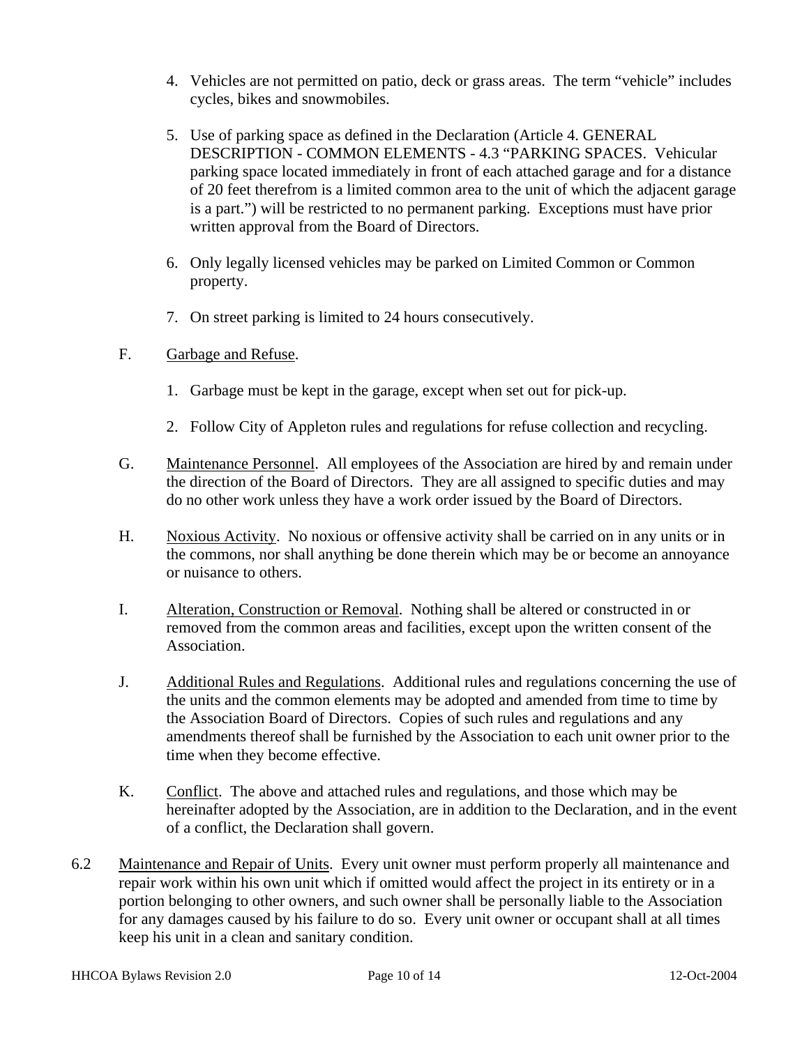4. Vehicles are not permitted on patio, deck or grass areas. The term "vehicle" includes cycles, bikes and snowmobiles.

5. Use of parking space as defined in the Declaration (Article 4. GENERAL DESCRIPTION - COMMON ELEMENTS - 4.3 "PARKING SPACES. Vehicular parking space located immediately in front of each attached garage and for a distance of 20 feet therefrom is a limited common area to the unit of which the adjacent garage is a part.") will be restricted to no permanent parking. Exceptions must have prior written approval from the Board of Directors.

6. Only legally licensed vehicles may be parked on Limited Common or Common property.

7. On street parking is limited to 24 hours consecutively.

F. Garbage and Refuse.

1. Garbage must be kept in the garage, except when set out for pick-up.

2. Follow City of Appleton rules and regulations for refuse collection and recycling.

G. Maintenance Personnel. All employees of the Association are hired by and remain under the direction of the Board of Directors. They are all assigned to specific duties and may do no other work unless they have a work order issued by the Board of Directors.

H. Noxious Activity. No noxious or offensive activity shall be carried on in any units or in the commons, nor shall anything be done therein which may be or become an annoyance or nuisance to others.

I. Alteration, Construction or Removal. Nothing shall be altered or constructed in or removed from the common areas and facilities, except upon the written consent of the Association.

J. Additional Rules and Regulations. Additional rules and regulations concerning the use of the units and the common elements may be adopted and amended from time to time by the Association Board of Directors. Copies of such rules and regulations and any amendments thereof shall be furnished by the Association to each unit owner prior to the time when they become effective.

K. Conflict. The above and attached rules and regulations, and those which may be hereinafter adopted by the Association, are in addition to the Declaration, and in the event of a conflict, the Declaration shall govern.

6.2 Maintenance and Repair of Units. Every unit owner must perform properly all maintenance and repair work within his own unit which if omitted would affect the project in its entirety or in a portion belonging to other owners, and such owner shall be personally liable to the Association for any damages caused by his failure to do so. Every unit owner or occupant shall at all times keep his unit in a clean and sanitary condition.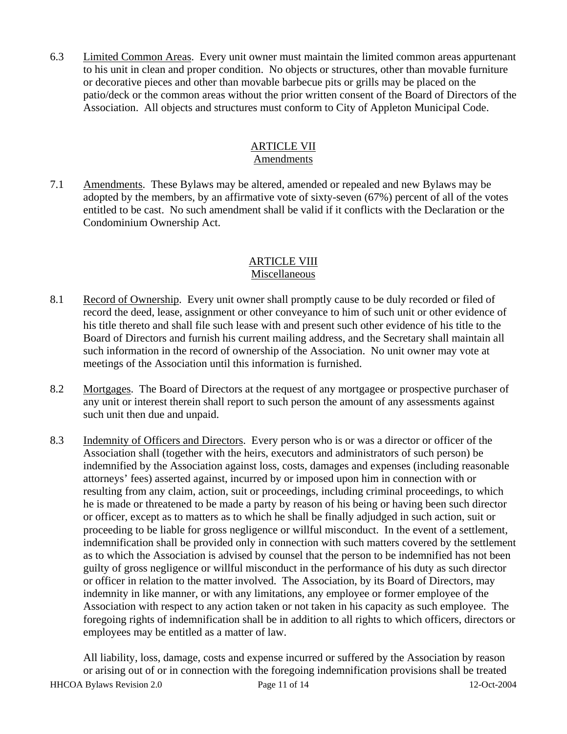6.3 Limited Common Areas. Every unit owner must maintain the limited common areas appurtenant to his unit in clean and proper condition. No objects or structures, other than movable furniture or decorative pieces and other than movable barbecue pits or grills may be placed on the patio/deck or the common areas without the prior written consent of the Board of Directors of the Association. All objects and structures must conform to City of Appleton Municipal Code.

## ARTICLE VII
## Amendments

7.1 Amendments. These Bylaws may be altered, amended or repealed and new Bylaws may be adopted by the members, by an affirmative vote of sixty-seven (67%) percent of all of the votes entitled to be cast. No such amendment shall be valid if it conflicts with the Declaration or the Condominium Ownership Act.

## ARTICLE VIII
## Miscellaneous

8.1 Record of Ownership. Every unit owner shall promptly cause to be duly recorded or filed of record the deed, lease, assignment or other conveyance to him of such unit or other evidence of his title thereto and shall file such lease with and present such other evidence of his title to the Board of Directors and furnish his current mailing address, and the Secretary shall maintain all such information in the record of ownership of the Association. No unit owner may vote at meetings of the Association until this information is furnished.

8.2 Mortgages. The Board of Directors at the request of any mortgagee or prospective purchaser of any unit or interest therein shall report to such person the amount of any assessments against such unit then due and unpaid.

8.3 Indemnity of Officers and Directors. Every person who is or was a director or officer of the Association shall (together with the heirs, executors and administrators of such person) be indemnified by the Association against loss, costs, damages and expenses (including reasonable attorneys' fees) asserted against, incurred by or imposed upon him in connection with or resulting from any claim, action, suit or proceedings, including criminal proceedings, to which he is made or threatened to be made a party by reason of his being or having been such director or officer, except as to matters as to which he shall be finally adjudged in such action, suit or proceeding to be liable for gross negligence or willful misconduct. In the event of a settlement, indemnification shall be provided only in connection with such matters covered by the settlement as to which the Association is advised by counsel that the person to be indemnified has not been guilty of gross negligence or willful misconduct in the performance of his duty as such director or officer in relation to the matter involved. The Association, by its Board of Directors, may indemnity in like manner, or with any limitations, any employee or former employee of the Association with respect to any action taken or not taken in his capacity as such employee. The foregoing rights of indemnification shall be in addition to all rights to which officers, directors or employees may be entitled as a matter of law.

All liability, loss, damage, costs and expense incurred or suffered by the Association by reason or arising out of or in connection with the foregoing indemnification provisions shall be treated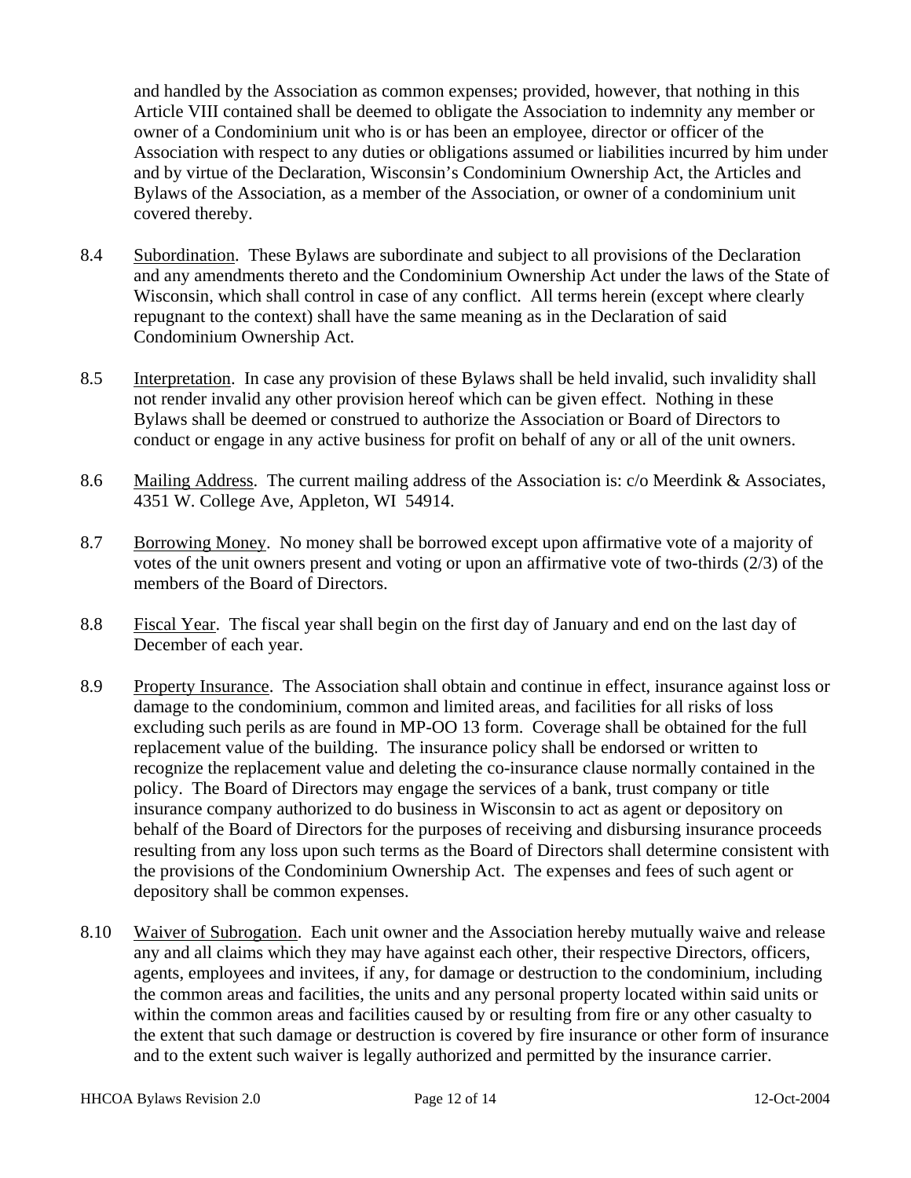and handled by the Association as common expenses; provided, however, that nothing in this Article VIII contained shall be deemed to obligate the Association to indemnity any member or owner of a Condominium unit who is or has been an employee, director or officer of the Association with respect to any duties or obligations assumed or liabilities incurred by him under and by virtue of the Declaration, Wisconsin's Condominium Ownership Act, the Articles and Bylaws of the Association, as a member of the Association, or owner of a condominium unit covered thereby.

8.4 Subordination. These Bylaws are subordinate and subject to all provisions of the Declaration and any amendments thereto and the Condominium Ownership Act under the laws of the State of Wisconsin, which shall control in case of any conflict. All terms herein (except where clearly repugnant to the context) shall have the same meaning as in the Declaration of said Condominium Ownership Act.

8.5 Interpretation. In case any provision of these Bylaws shall be held invalid, such invalidity shall not render invalid any other provision hereof which can be given effect. Nothing in these Bylaws shall be deemed or construed to authorize the Association or Board of Directors to conduct or engage in any active business for profit on behalf of any or all of the unit owners.

8.6 Mailing Address. The current mailing address of the Association is: c/o Meerdink & Associates, 4351 W. College Ave, Appleton, WI 54914.

8.7 Borrowing Money. No money shall be borrowed except upon affirmative vote of a majority of votes of the unit owners present and voting or upon an affirmative vote of two-thirds (2/3) of the members of the Board of Directors.

8.8 Fiscal Year. The fiscal year shall begin on the first day of January and end on the last day of December of each year.

8.9 Property Insurance. The Association shall obtain and continue in effect, insurance against loss or damage to the condominium, common and limited areas, and facilities for all risks of loss excluding such perils as are found in MP-OO 13 form. Coverage shall be obtained for the full replacement value of the building. The insurance policy shall be endorsed or written to recognize the replacement value and deleting the co-insurance clause normally contained in the policy. The Board of Directors may engage the services of a bank, trust company or title insurance company authorized to do business in Wisconsin to act as agent or depository on behalf of the Board of Directors for the purposes of receiving and disbursing insurance proceeds resulting from any loss upon such terms as the Board of Directors shall determine consistent with the provisions of the Condominium Ownership Act. The expenses and fees of such agent or depository shall be common expenses.

8.10 Waiver of Subrogation. Each unit owner and the Association hereby mutually waive and release any and all claims which they may have against each other, their respective Directors, officers, agents, employees and invitees, if any, for damage or destruction to the condominium, including the common areas and facilities, the units and any personal property located within said units or within the common areas and facilities caused by or resulting from fire or any other casualty to the extent that such damage or destruction is covered by fire insurance or other form of insurance and to the extent such waiver is legally authorized and permitted by the insurance carrier.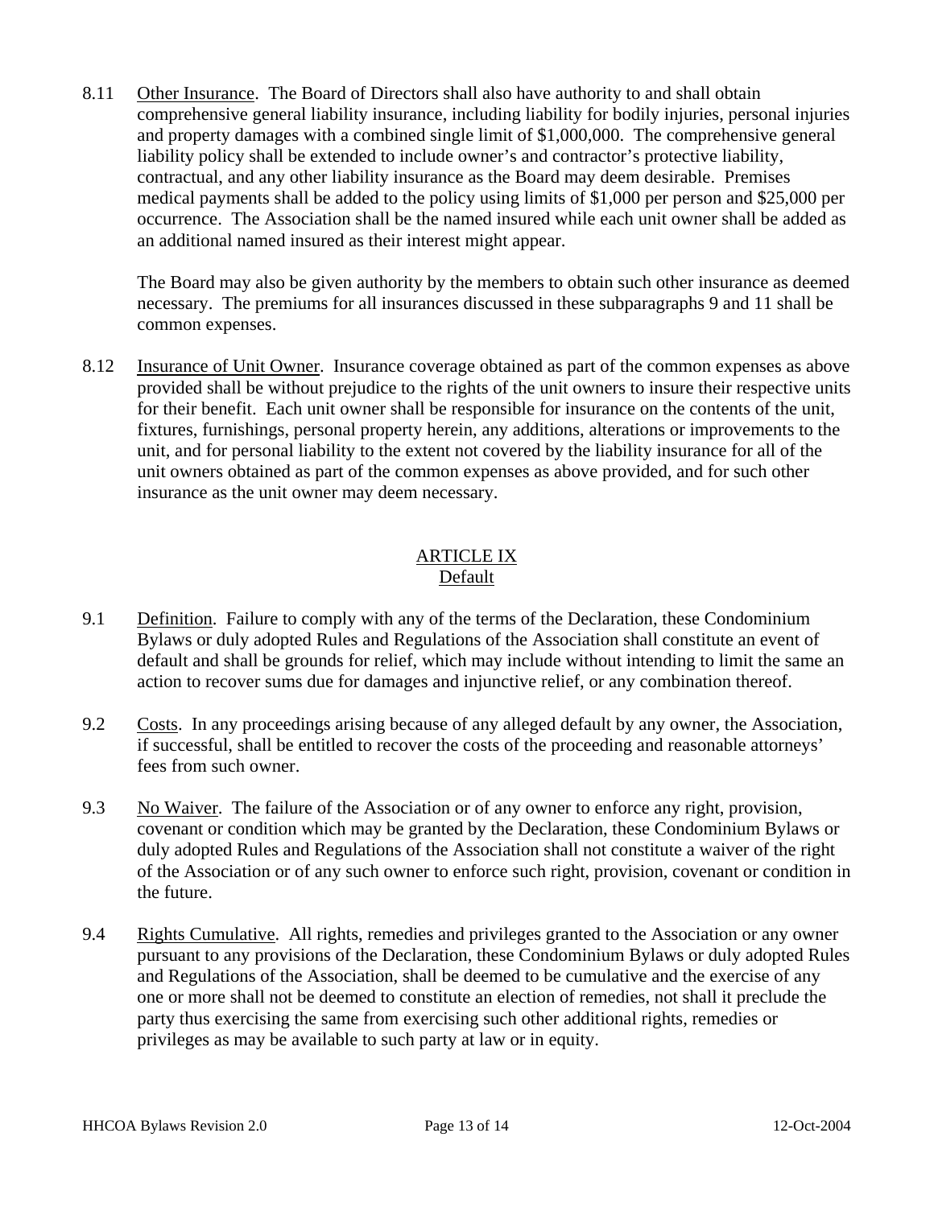8.11 Other Insurance. The Board of Directors shall also have authority to and shall obtain comprehensive general liability insurance, including liability for bodily injuries, personal injuries and property damages with a combined single limit of $1,000,000. The comprehensive general liability policy shall be extended to include owner's and contractor's protective liability, contractual, and any other liability insurance as the Board may deem desirable. Premises medical payments shall be added to the policy using limits of $1,000 per person and $25,000 per occurrence. The Association shall be the named insured while each unit owner shall be added as an additional named insured as their interest might appear.

The Board may also be given authority by the members to obtain such other insurance as deemed necessary. The premiums for all insurances discussed in these subparagraphs 9 and 11 shall be common expenses.

8.12 Insurance of Unit Owner. Insurance coverage obtained as part of the common expenses as above provided shall be without prejudice to the rights of the unit owners to insure their respective units for their benefit. Each unit owner shall be responsible for insurance on the contents of the unit, fixtures, furnishings, personal property herein, any additions, alterations or improvements to the unit, and for personal liability to the extent not covered by the liability insurance for all of the unit owners obtained as part of the common expenses as above provided, and for such other insurance as the unit owner may deem necessary.

## ARTICLE IX
## Default

9.1 Definition. Failure to comply with any of the terms of the Declaration, these Condominium Bylaws or duly adopted Rules and Regulations of the Association shall constitute an event of default and shall be grounds for relief, which may include without intending to limit the same an action to recover sums due for damages and injunctive relief, or any combination thereof.

9.2 Costs. In any proceedings arising because of any alleged default by any owner, the Association, if successful, shall be entitled to recover the costs of the proceeding and reasonable attorneys' fees from such owner.

9.3 No Waiver. The failure of the Association or of any owner to enforce any right, provision, covenant or condition which may be granted by the Declaration, these Condominium Bylaws or duly adopted Rules and Regulations of the Association shall not constitute a waiver of the right of the Association or of any such owner to enforce such right, provision, covenant or condition in the future.

9.4 Rights Cumulative. All rights, remedies and privileges granted to the Association or any owner pursuant to any provisions of the Declaration, these Condominium Bylaws or duly adopted Rules and Regulations of the Association, shall be deemed to be cumulative and the exercise of any one or more shall not be deemed to constitute an election of remedies, not shall it preclude the party thus exercising the same from exercising such other additional rights, remedies or privileges as may be available to such party at law or in equity.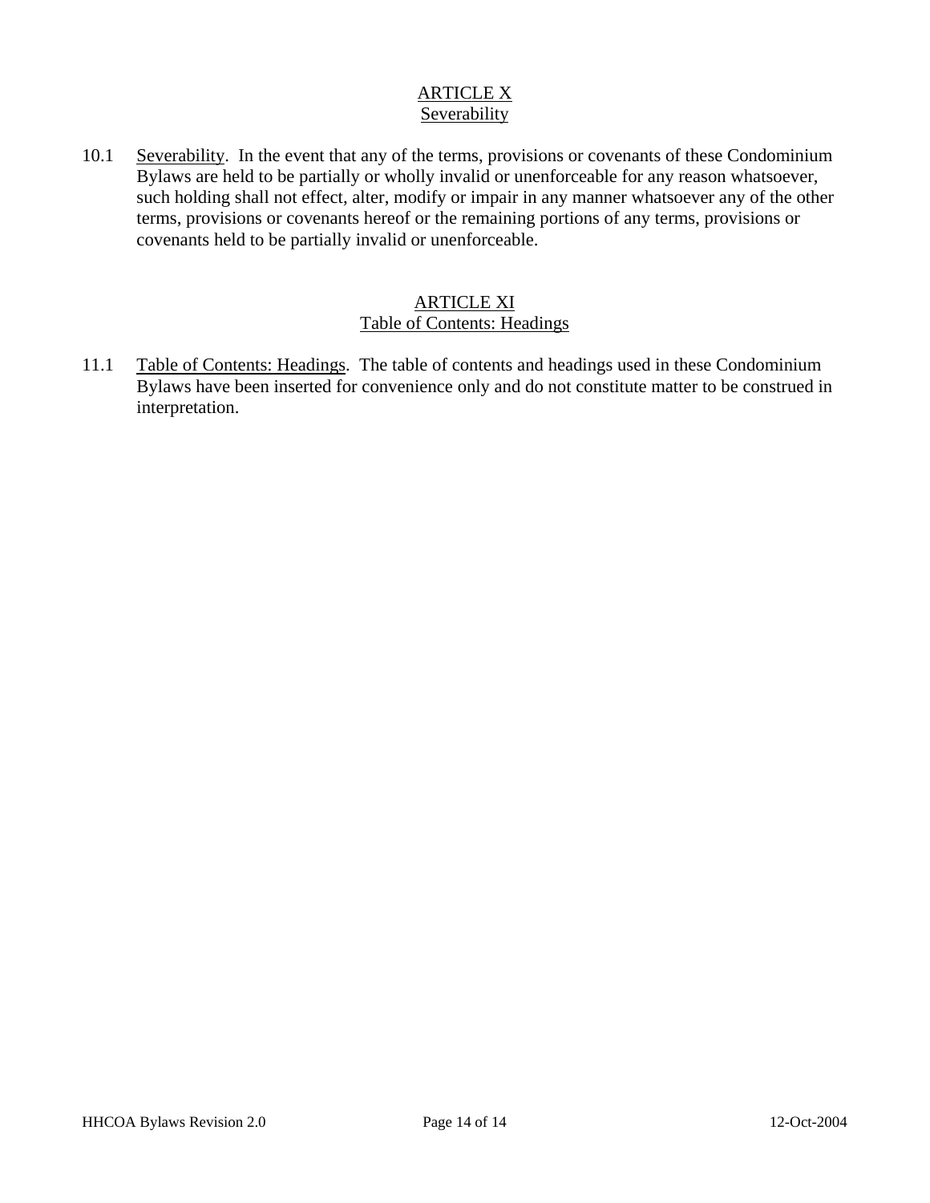## ARTICLE X
## Severability

10.1 Severability. In the event that any of the terms, provisions or covenants of these Condominium Bylaws are held to be partially or wholly invalid or unenforceable for any reason whatsoever, such holding shall not effect, alter, modify or impair in any manner whatsoever any of the other terms, provisions or covenants hereof or the remaining portions of any terms, provisions or covenants held to be partially invalid or unenforceable.

## ARTICLE XI
## Table of Contents: Headings

11.1 Table of Contents: Headings. The table of contents and headings used in these Condominium Bylaws have been inserted for convenience only and do not constitute matter to be construed in interpretation.